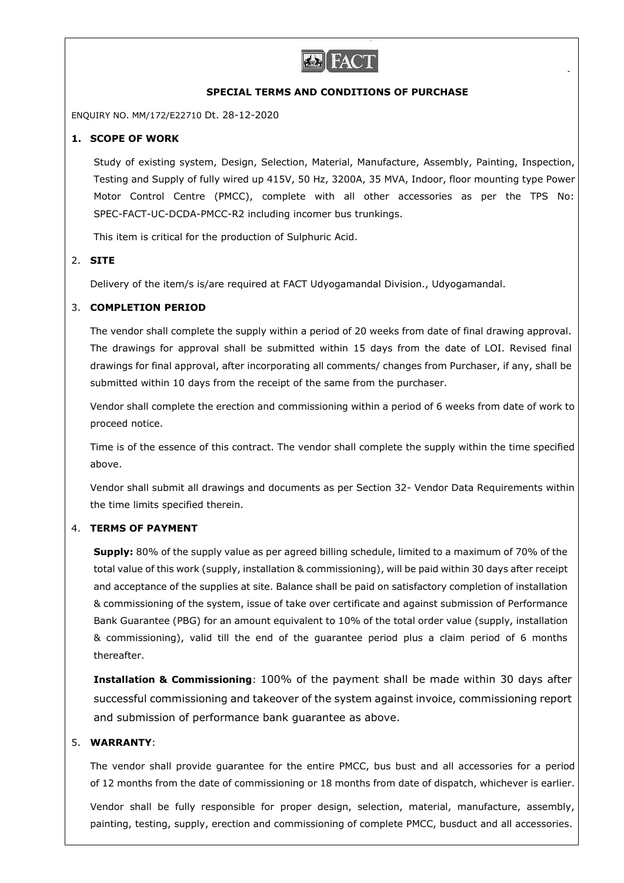FACT

## SPECIAL TERMS AND CONDITIONS OF PURCHASE

ENQUIRY NO. MM/172/E22710 Dt. 28-12-2020

### 1. SCOPE OF WORK

Study of existing system, Design, Selection, Material, Manufacture, Assembly, Painting, Inspection, Testing and Supply of fully wired up 415V, 50 Hz, 3200A, 35 MVA, Indoor, floor mounting type Power Motor Control Centre (PMCC), complete with all other accessories as per the TPS No: SPEC-FACT-UC-DCDA-PMCC-R2 including incomer bus trunkings.

This item is critical for the production of Sulphuric Acid.

### 2. SITE

Delivery of the item/s is/are required at FACT Udyogamandal Division., Udyogamandal.

### 3. COMPLETION PERIOD

The vendor shall complete the supply within a period of 20 weeks from date of final drawing approval. The drawings for approval shall be submitted within 15 days from the date of LOI. Revised final drawings for final approval, after incorporating all comments/ changes from Purchaser, if any, shall be submitted within 10 days from the receipt of the same from the purchaser.

Vendor shall complete the erection and commissioning within a period of 6 weeks from date of work to proceed notice.

Time is of the essence of this contract. The vendor shall complete the supply within the time specified above.

Vendor shall submit all drawings and documents as per Section 32- Vendor Data Requirements within the time limits specified therein.

### 4. TERMS OF PAYMENT

**Supply:** 80% of the supply value as per agreed billing schedule, limited to a maximum of 70% of the total value of this work (supply, installation & commissioning), will be paid within 30 days after receipt and acceptance of the supplies at site. Balance shall be paid on satisfactory completion of installation & commissioning of the system, issue of take over certificate and against submission of Performance Bank Guarantee (PBG) for an amount equivalent to 10% of the total order value (supply, installation & commissioning), valid till the end of the guarantee period plus a claim period of 6 months thereafter.

**Installation & Commissioning**: 100% of the payment shall be made within 30 days after successful commissioning and takeover of the system against invoice, commissioning report and submission of performance bank guarantee as above.

### 5. WARRANTY:

The vendor shall provide guarantee for the entire PMCC, bus bust and all accessories for a period of 12 months from the date of commissioning or 18 months from date of dispatch, whichever is earlier.

Vendor shall be fully responsible for proper design, selection, material, manufacture, assembly, painting, testing, supply, erection and commissioning of complete PMCC, busduct and all accessories.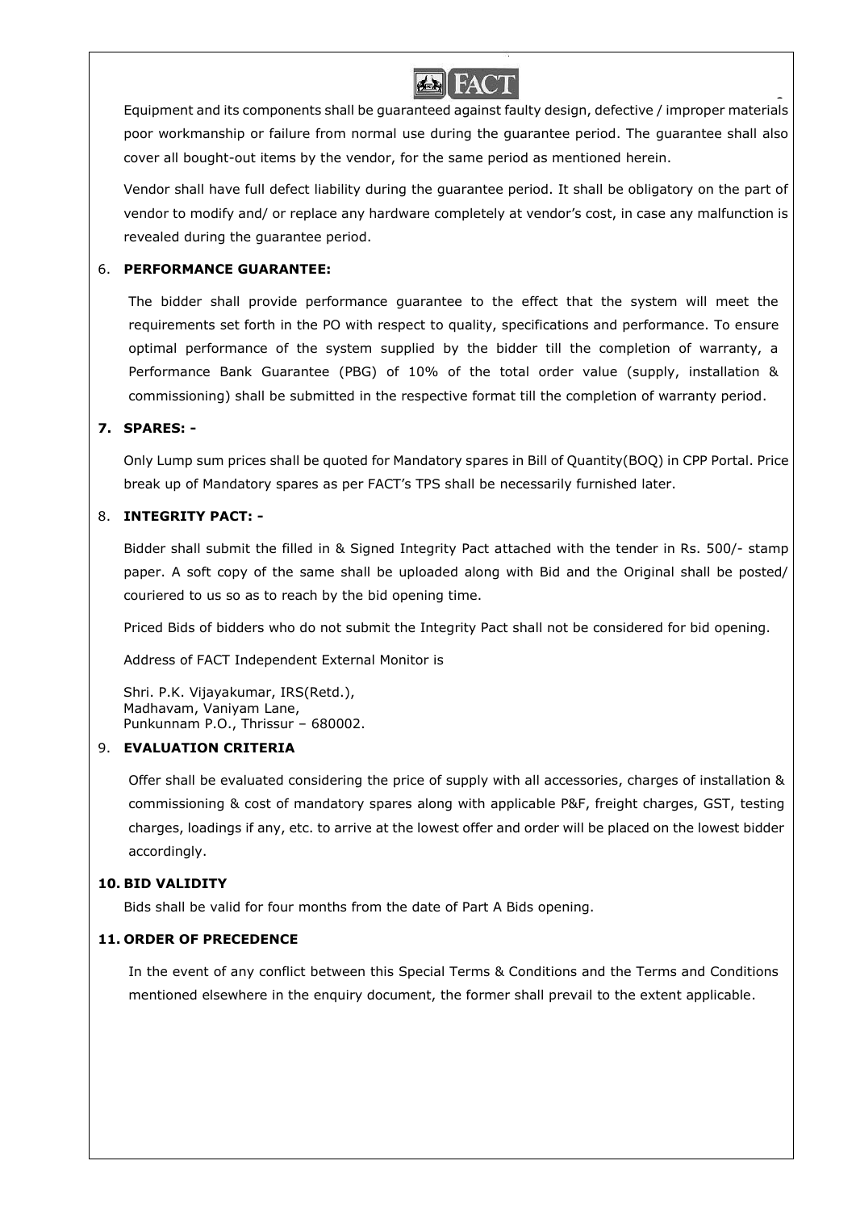Equipment and its components shall be guaranteed against faulty design, defective / improper materials poor workmanship or failure from normal use during the guarantee period. The guarantee shall also cover all bought-out items by the vendor, for the same period as mentioned herein.

Vendor shall have full defect liability during the guarantee period. It shall be obligatory on the part of vendor to modify and/ or replace any hardware completely at vendor's cost, in case any malfunction is revealed during the guarantee period.

6. **PERFORMANCE GUARANTEE:**

The bidder shall provide performance guarantee to the effect that the system will meet the requirements set forth in the PO with respect to quality, specifications and performance. To ensure optimal performance of the system supplied by the bidder till the completion of warranty, a Performance Bank Guarantee (PBG) of 10% of the total order value (supply, installation & commissioning) shall be submitted in the respective format till the completion of warranty period.

**7. SPARES: -**

Only Lump sum prices shall be quoted for Mandatory spares in Bill of Quantity(BOQ) in CPP Portal. Price break up of Mandatory spares as per FACT's TPS shall be necessarily furnished later.

8. **INTEGRITY PACT: -**

Bidder shall submit the filled in & Signed Integrity Pact attached with the tender in Rs. 500/- stamp paper. A soft copy of the same shall be uploaded along with Bid and the Original shall be posted/ couriered to us so as to reach by the bid opening time.

Priced Bids of bidders who do not submit the Integrity Pact shall not be considered for bid opening.

Address of FACT Independent External Monitor is

Shri. P.K. Vijayakumar, IRS(Retd.),
Madhavam, Vaniyam Lane,
Punkunnam P.O., Thrissur – 680002.

9. **EVALUATION CRITERIA**

Offer shall be evaluated considering the price of supply with all accessories, charges of installation & commissioning & cost of mandatory spares along with applicable P&F, freight charges, GST, testing charges, loadings if any, etc. to arrive at the lowest offer and order will be placed on the lowest bidder accordingly.

**10. BID VALIDITY**

Bids shall be valid for four months from the date of Part A Bids opening.

**11. ORDER OF PRECEDENCE**

In the event of any conflict between this Special Terms & Conditions and the Terms and Conditions mentioned elsewhere in the enquiry document, the former shall prevail to the extent applicable.